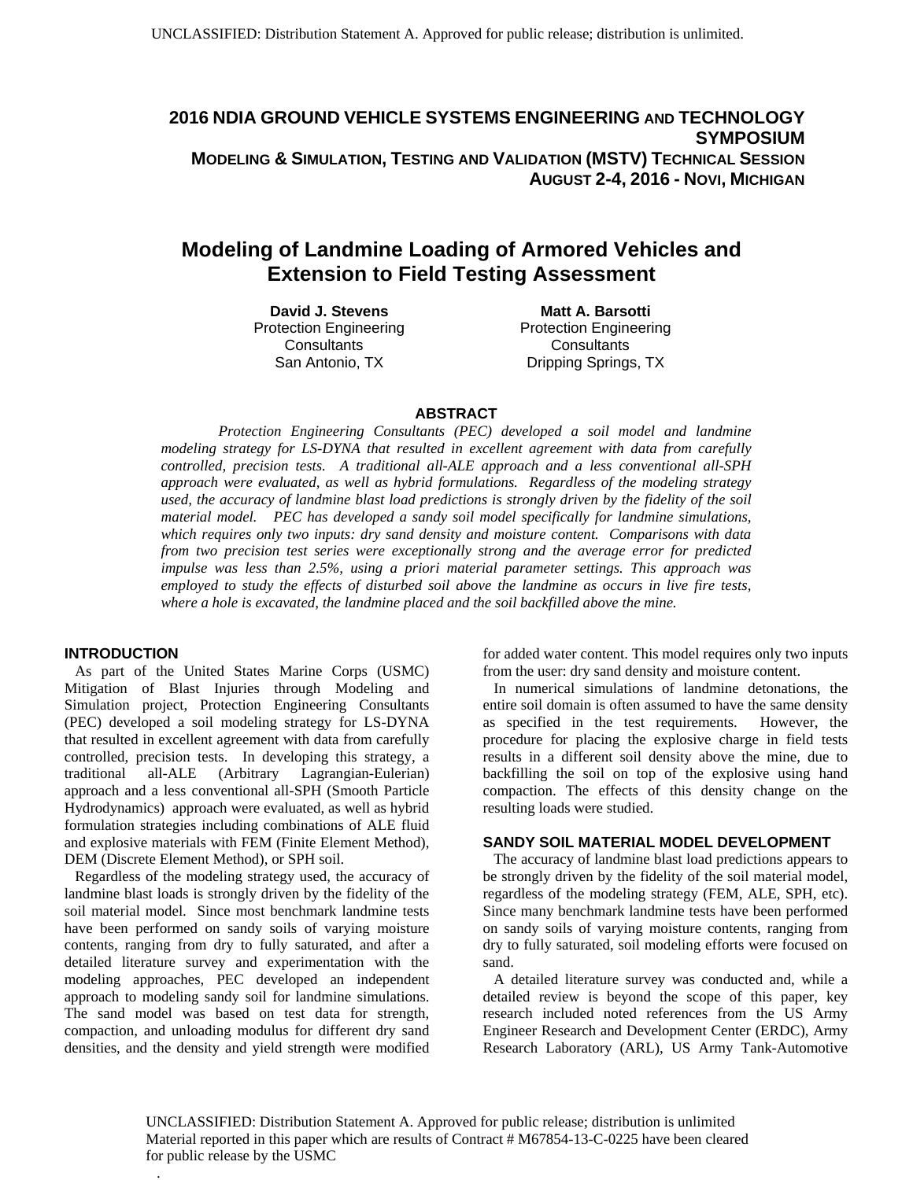UNCLASSIFIED: Distribution Statement A. Approved for public release; distribution is unlimited.

**2016 NDIA GROUND VEHICLE SYSTEMS ENGINEERING AND TECHNOLOGY SYMPOSIUM**
**MODELING & SIMULATION, TESTING AND VALIDATION (MSTV) TECHNICAL SESSION**
**AUGUST 2-4, 2016 - NOVI, MICHIGAN**

# Modeling of Landmine Loading of Armored Vehicles and Extension to Field Testing Assessment

**David J. Stevens**
Protection Engineering Consultants
San Antonio, TX

**Matt A. Barsotti**
Protection Engineering Consultants
Dripping Springs, TX

## ABSTRACT

*Protection Engineering Consultants (PEC) developed a soil model and landmine modeling strategy for LS-DYNA that resulted in excellent agreement with data from carefully controlled, precision tests. A traditional all-ALE approach and a less conventional all-SPH approach were evaluated, as well as hybrid formulations. Regardless of the modeling strategy used, the accuracy of landmine blast load predictions is strongly driven by the fidelity of the soil material model. PEC has developed a sandy soil model specifically for landmine simulations, which requires only two inputs: dry sand density and moisture content. Comparisons with data from two precision test series were exceptionally strong and the average error for predicted impulse was less than 2.5%, using a priori material parameter settings. This approach was employed to study the effects of disturbed soil above the landmine as occurs in live fire tests, where a hole is excavated, the landmine placed and the soil backfilled above the mine.*

## INTRODUCTION

As part of the United States Marine Corps (USMC) Mitigation of Blast Injuries through Modeling and Simulation project, Protection Engineering Consultants (PEC) developed a soil modeling strategy for LS-DYNA that resulted in excellent agreement with data from carefully controlled, precision tests. In developing this strategy, a traditional all-ALE (Arbitrary Lagrangian-Eulerian) approach and a less conventional all-SPH (Smooth Particle Hydrodynamics) approach were evaluated, as well as hybrid formulation strategies including combinations of ALE fluid and explosive materials with FEM (Finite Element Method), DEM (Discrete Element Method), or SPH soil.

Regardless of the modeling strategy used, the accuracy of landmine blast loads is strongly driven by the fidelity of the soil material model. Since most benchmark landmine tests have been performed on sandy soils of varying moisture contents, ranging from dry to fully saturated, and after a detailed literature survey and experimentation with the modeling approaches, PEC developed an independent approach to modeling sandy soil for landmine simulations. The sand model was based on test data for strength, compaction, and unloading modulus for different dry sand densities, and the density and yield strength were modified for added water content. This model requires only two inputs from the user: dry sand density and moisture content.

In numerical simulations of landmine detonations, the entire soil domain is often assumed to have the same density as specified in the test requirements. However, the procedure for placing the explosive charge in field tests results in a different soil density above the mine, due to backfilling the soil on top of the explosive using hand compaction. The effects of this density change on the resulting loads were studied.

## SANDY SOIL MATERIAL MODEL DEVELOPMENT

The accuracy of landmine blast load predictions appears to be strongly driven by the fidelity of the soil material model, regardless of the modeling strategy (FEM, ALE, SPH, etc). Since many benchmark landmine tests have been performed on sandy soils of varying moisture contents, ranging from dry to fully saturated, soil modeling efforts were focused on sand.

A detailed literature survey was conducted and, while a detailed review is beyond the scope of this paper, key research included noted references from the US Army Engineer Research and Development Center (ERDC), Army Research Laboratory (ARL), US Army Tank-Automotive

UNCLASSIFIED: Distribution Statement A. Approved for public release; distribution is unlimited
Material reported in this paper which are results of Contract # M67854-13-C-0225 have been cleared for public release by the USMC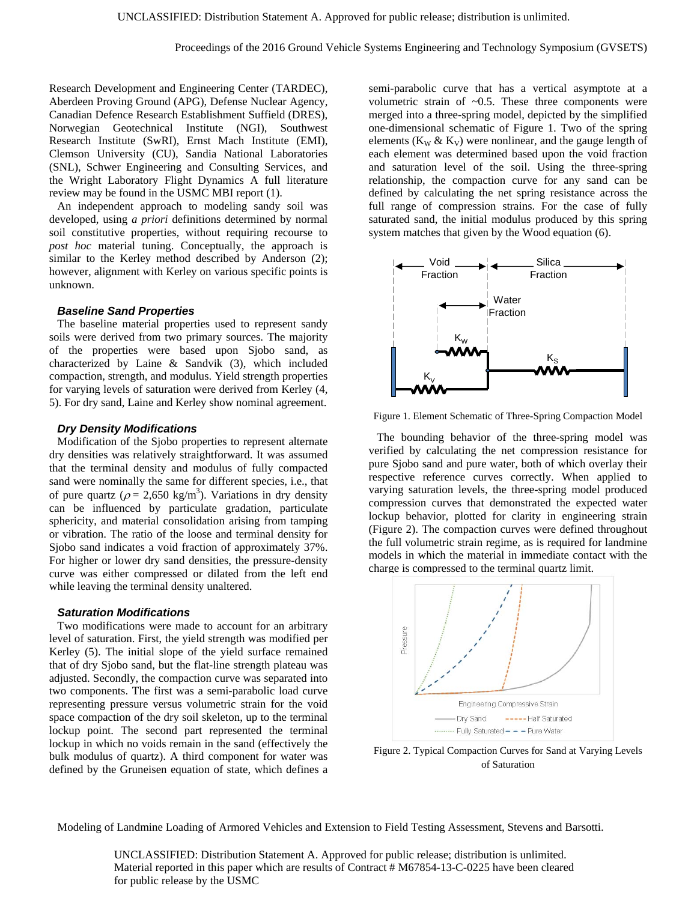Research Development and Engineering Center (TARDEC), Aberdeen Proving Ground (APG), Defense Nuclear Agency, Canadian Defence Research Establishment Suffield (DRES), Norwegian Geotechnical Institute (NGI), Southwest Research Institute (SwRI), Ernst Mach Institute (EMI), Clemson University (CU), Sandia National Laboratories (SNL), Schwer Engineering and Consulting Services, and the Wright Laboratory Flight Dynamics A full literature review may be found in the USMC MBI report (1).

An independent approach to modeling sandy soil was developed, using *a priori* definitions determined by normal soil constitutive properties, without requiring recourse to *post hoc* material tuning. Conceptually, the approach is similar to the Kerley method described by Anderson (2); however, alignment with Kerley on various specific points is unknown.

#### *Baseline Sand Properties*

The baseline material properties used to represent sandy soils were derived from two primary sources. The majority of the properties were based upon Sjobo sand, as characterized by Laine & Sandvik (3), which included compaction, strength, and modulus. Yield strength properties for varying levels of saturation were derived from Kerley (4, 5). For dry sand, Laine and Kerley show nominal agreement.

#### *Dry Density Modifications*

Modification of the Sjobo properties to represent alternate dry densities was relatively straightforward. It was assumed that the terminal density and modulus of fully compacted sand were nominally the same for different species, i.e., that of pure quartz ($\rho$ = 2,650 kg/m$^3$). Variations in dry density can be influenced by particulate gradation, particulate sphericity, and material consolidation arising from tamping or vibration. The ratio of the loose and terminal density for Sjobo sand indicates a void fraction of approximately 37%. For higher or lower dry sand densities, the pressure-density curve was either compressed or dilated from the left end while leaving the terminal density unaltered.

#### *Saturation Modifications*

Two modifications were made to account for an arbitrary level of saturation. First, the yield strength was modified per Kerley (5). The initial slope of the yield surface remained that of dry Sjobo sand, but the flat-line strength plateau was adjusted. Secondly, the compaction curve was separated into two components. The first was a semi-parabolic load curve representing pressure versus volumetric strain for the void space compaction of the dry soil skeleton, up to the terminal lockup point. The second part represented the terminal lockup in which no voids remain in the sand (effectively the bulk modulus of quartz). A third component for water was defined by the Gruneisen equation of state, which defines a semi-parabolic curve that has a vertical asymptote at a volumetric strain of ~0.5. These three components were merged into a three-spring model, depicted by the simplified one-dimensional schematic of Figure 1. Two of the spring elements ($K_W$ & $K_V$) were nonlinear, and the gauge length of each element was determined based upon the void fraction and saturation level of the soil. Using the three-spring relationship, the compaction curve for any sand can be defined by calculating the net spring resistance across the full range of compression strains. For the case of fully saturated sand, the initial modulus produced by this spring system matches that given by the Wood equation (6).

Figure 1. Element Schematic of Three-Spring Compaction Model

The bounding behavior of the three-spring model was verified by calculating the net compression resistance for pure Sjobo sand and pure water, both of which overlay their respective reference curves correctly. When applied to varying saturation levels, the three-spring model produced compression curves that demonstrated the expected water lockup behavior, plotted for clarity in engineering strain (Figure 2). The compaction curves were defined throughout the full volumetric strain regime, as is required for landmine models in which the material in immediate contact with the charge is compressed to the terminal quartz limit.

Figure 2. Typical Compaction Curves for Sand at Varying Levels of Saturation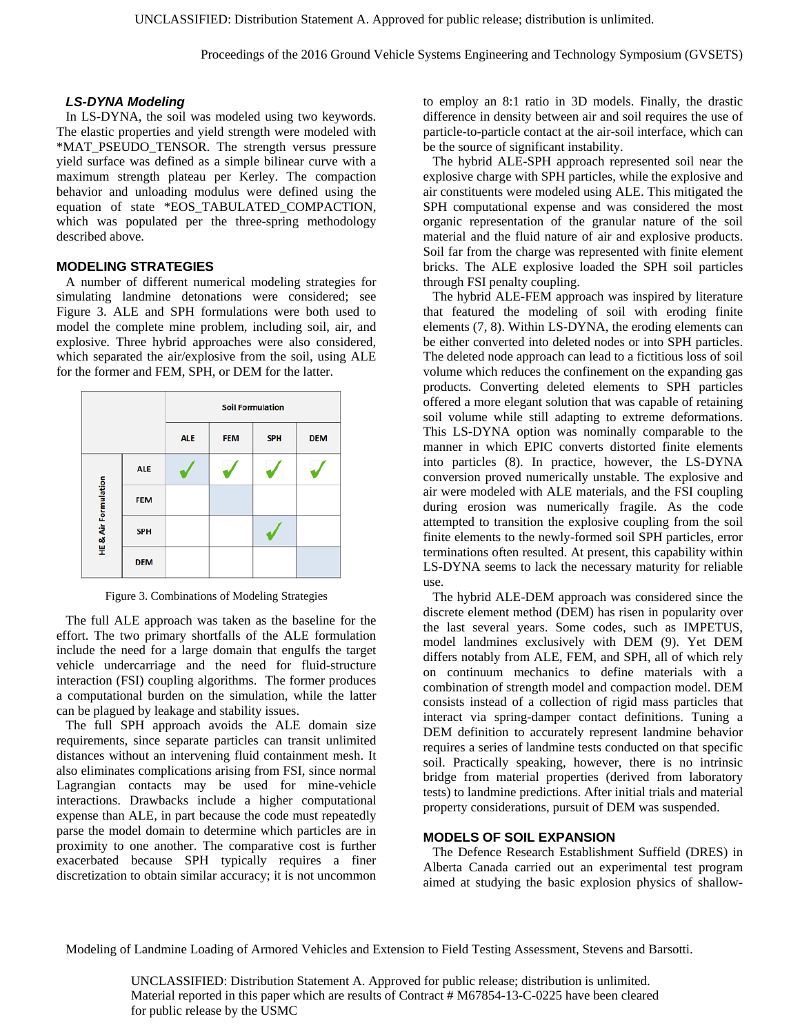### *LS-DYNA Modeling*

In LS-DYNA, the soil was modeled using two keywords. The elastic properties and yield strength were modeled with *MAT_PSEUDO_TENSOR. The strength versus pressure yield surface was defined as a simple bilinear curve with a maximum strength plateau per Kerley. The compaction behavior and unloading modulus were defined using the equation of state *EOS_TABULATED_COMPACTION, which was populated per the three-spring methodology described above.

## MODELING STRATEGIES

A number of different numerical modeling strategies for simulating landmine detonations were considered; see Figure 3. ALE and SPH formulations were both used to model the complete mine problem, including soil, air, and explosive. Three hybrid approaches were also considered, which separated the air/explosive from the soil, using ALE for the former and FEM, SPH, or DEM for the latter.

| HE & Air Formulation | Soil Formulation: ALE | FEM | SPH | DEM |
|---|---|---|---|---|
| ALE | ✓ | ✓ | ✓ | ✓ |
| FEM | | | | |
| SPH | | | ✓ | |
| DEM | | | | |

Figure 3. Combinations of Modeling Strategies

The full ALE approach was taken as the baseline for the effort. The two primary shortfalls of the ALE formulation include the need for a large domain that engulfs the target vehicle undercarriage and the need for fluid-structure interaction (FSI) coupling algorithms. The former produces a computational burden on the simulation, while the latter can be plagued by leakage and stability issues.

The full SPH approach avoids the ALE domain size requirements, since separate particles can transit unlimited distances without an intervening fluid containment mesh. It also eliminates complications arising from FSI, since normal Lagrangian contacts may be used for mine-vehicle interactions. Drawbacks include a higher computational expense than ALE, in part because the code must repeatedly parse the model domain to determine which particles are in proximity to one another. The comparative cost is further exacerbated because SPH typically requires a finer discretization to obtain similar accuracy; it is not uncommon to employ an 8:1 ratio in 3D models. Finally, the drastic difference in density between air and soil requires the use of particle-to-particle contact at the air-soil interface, which can be the source of significant instability.

The hybrid ALE-SPH approach represented soil near the explosive charge with SPH particles, while the explosive and air constituents were modeled using ALE. This mitigated the SPH computational expense and was considered the most organic representation of the granular nature of the soil material and the fluid nature of air and explosive products. Soil far from the charge was represented with finite element bricks. The ALE explosive loaded the SPH soil particles through FSI penalty coupling.

The hybrid ALE-FEM approach was inspired by literature that featured the modeling of soil with eroding finite elements (7, 8). Within LS-DYNA, the eroding elements can be either converted into deleted nodes or into SPH particles. The deleted node approach can lead to a fictitious loss of soil volume which reduces the confinement on the expanding gas products. Converting deleted elements to SPH particles offered a more elegant solution that was capable of retaining soil volume while still adapting to extreme deformations. This LS-DYNA option was nominally comparable to the manner in which EPIC converts distorted finite elements into particles (8). In practice, however, the LS-DYNA conversion proved numerically unstable. The explosive and air were modeled with ALE materials, and the FSI coupling during erosion was numerically fragile. As the code attempted to transition the explosive coupling from the soil finite elements to the newly-formed soil SPH particles, error terminations often resulted. At present, this capability within LS-DYNA seems to lack the necessary maturity for reliable use.

The hybrid ALE-DEM approach was considered since the discrete element method (DEM) has risen in popularity over the last several years. Some codes, such as IMPETUS, model landmines exclusively with DEM (9). Yet DEM differs notably from ALE, FEM, and SPH, all of which rely on continuum mechanics to define materials with a combination of strength model and compaction model. DEM consists instead of a collection of rigid mass particles that interact via spring-damper contact definitions. Tuning a DEM definition to accurately represent landmine behavior requires a series of landmine tests conducted on that specific soil. Practically speaking, however, there is no intrinsic bridge from material properties (derived from laboratory tests) to landmine predictions. After initial trials and material property considerations, pursuit of DEM was suspended.

## MODELS OF SOIL EXPANSION

The Defence Research Establishment Suffield (DRES) in Alberta Canada carried out an experimental test program aimed at studying the basic explosion physics of shallow-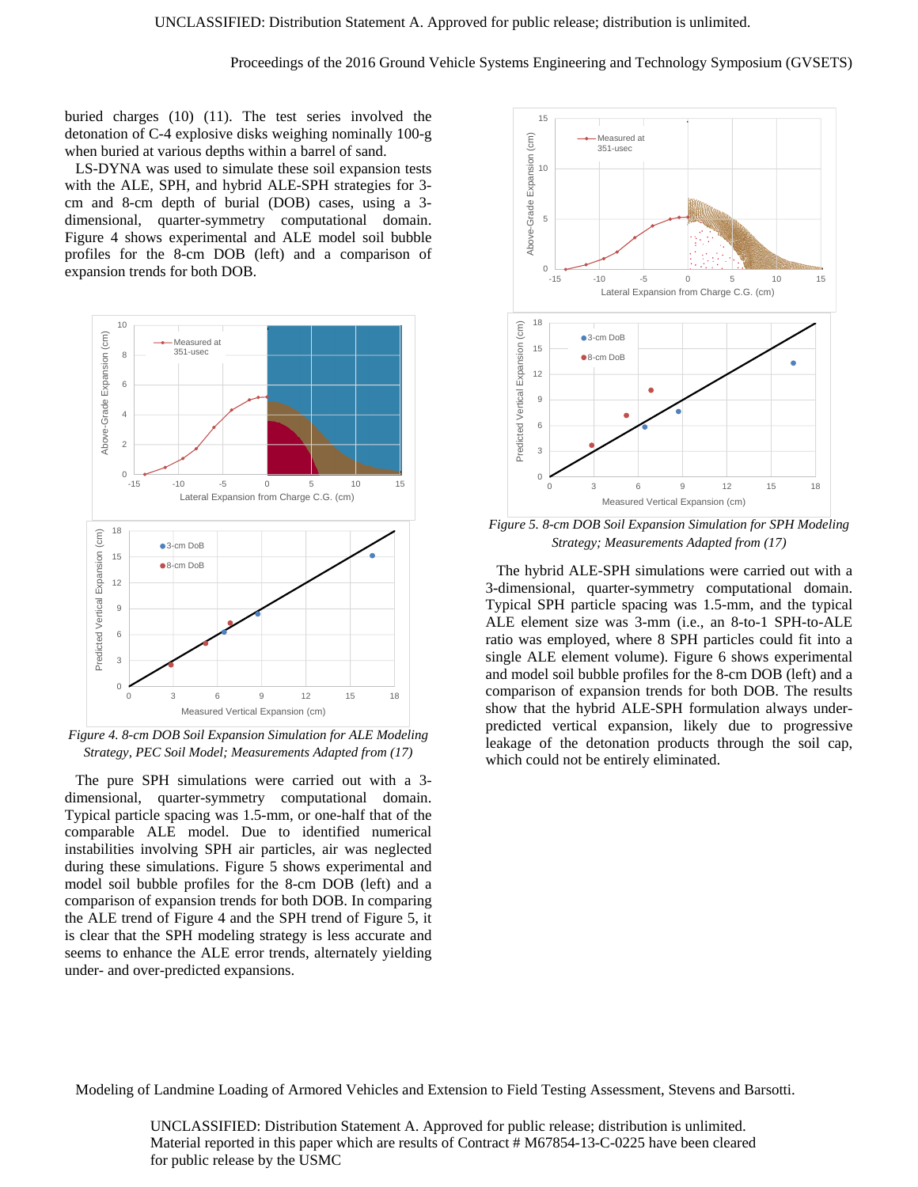buried charges (10) (11). The test series involved the detonation of C-4 explosive disks weighing nominally 100-g when buried at various depths within a barrel of sand.

LS-DYNA was used to simulate these soil expansion tests with the ALE, SPH, and hybrid ALE-SPH strategies for 3-cm and 8-cm depth of burial (DOB) cases, using a 3-dimensional, quarter-symmetry computational domain. Figure 4 shows experimental and ALE model soil bubble profiles for the 8-cm DOB (left) and a comparison of expansion trends for both DOB.

*Figure 4. 8-cm DOB Soil Expansion Simulation for ALE Modeling Strategy, PEC Soil Model; Measurements Adapted from (17)*

The pure SPH simulations were carried out with a 3-dimensional, quarter-symmetry computational domain. Typical particle spacing was 1.5-mm, or one-half that of the comparable ALE model. Due to identified numerical instabilities involving SPH air particles, air was neglected during these simulations. Figure 5 shows experimental and model soil bubble profiles for the 8-cm DOB (left) and a comparison of expansion trends for both DOB. In comparing the ALE trend of Figure 4 and the SPH trend of Figure 5, it is clear that the SPH modeling strategy is less accurate and seems to enhance the ALE error trends, alternately yielding under- and over-predicted expansions.

*Figure 5. 8-cm DOB Soil Expansion Simulation for SPH Modeling Strategy; Measurements Adapted from (17)*

The hybrid ALE-SPH simulations were carried out with a 3-dimensional, quarter-symmetry computational domain. Typical SPH particle spacing was 1.5-mm, and the typical ALE element size was 3-mm (i.e., an 8-to-1 SPH-to-ALE ratio was employed, where 8 SPH particles could fit into a single ALE element volume). Figure 6 shows experimental and model soil bubble profiles for the 8-cm DOB (left) and a comparison of expansion trends for both DOB. The results show that the hybrid ALE-SPH formulation always under-predicted vertical expansion, likely due to progressive leakage of the detonation products through the soil cap, which could not be entirely eliminated.

Material reported in this paper which are results of Contract # M67854-13-C-0225 have been cleared for public release by the USMC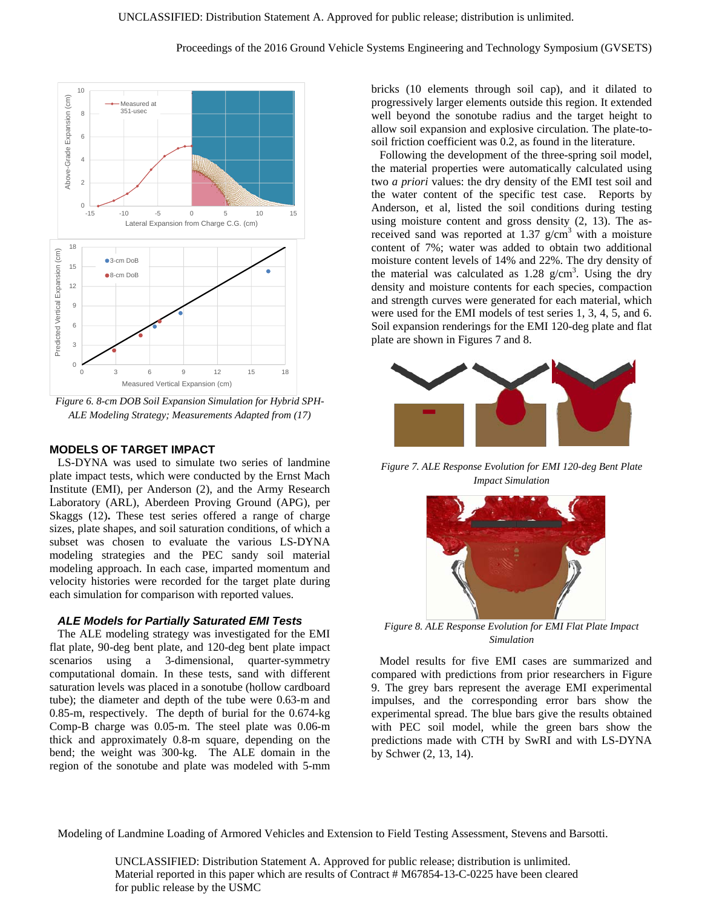Figure 6. 8-cm DOB Soil Expansion Simulation for Hybrid SPH-ALE Modeling Strategy; Measurements Adapted from (17)

## MODELS OF TARGET IMPACT

LS-DYNA was used to simulate two series of landmine plate impact tests, which were conducted by the Ernst Mach Institute (EMI), per Anderson (2), and the Army Research Laboratory (ARL), Aberdeen Proving Ground (APG), per Skaggs (12). These test series offered a range of charge sizes, plate shapes, and soil saturation conditions, of which a subset was chosen to evaluate the various LS-DYNA modeling strategies and the PEC sandy soil material modeling approach. In each case, imparted momentum and velocity histories were recorded for the target plate during each simulation for comparison with reported values.

### *ALE Models for Partially Saturated EMI Tests*

The ALE modeling strategy was investigated for the EMI flat plate, 90-deg bent plate, and 120-deg bent plate impact scenarios using a 3-dimensional, quarter-symmetry computational domain. In these tests, sand with different saturation levels was placed in a sonotube (hollow cardboard tube); the diameter and depth of the tube were 0.63-m and 0.85-m, respectively. The depth of burial for the 0.674-kg Comp-B charge was 0.05-m. The steel plate was 0.06-m thick and approximately 0.8-m square, depending on the bend; the weight was 300-kg. The ALE domain in the region of the sonotube and plate was modeled with 5-mm bricks (10 elements through soil cap), and it dilated to progressively larger elements outside this region. It extended well beyond the sonotube radius and the target height to allow soil expansion and explosive circulation. The plate-to-soil friction coefficient was 0.2, as found in the literature.

Following the development of the three-spring soil model, the material properties were automatically calculated using two *a priori* values: the dry density of the EMI test soil and the water content of the specific test case. Reports by Anderson, et al, listed the soil conditions during testing using moisture content and gross density (2, 13). The as-received sand was reported at 1.37 g/cm$^3$ with a moisture content of 7%; water was added to obtain two additional moisture content levels of 14% and 22%. The dry density of the material was calculated as 1.28 g/cm$^3$. Using the dry density and moisture contents for each species, compaction and strength curves were generated for each material, which were used for the EMI models of test series 1, 3, 4, 5, and 6. Soil expansion renderings for the EMI 120-deg plate and flat plate are shown in Figures 7 and 8.

Figure 7. ALE Response Evolution for EMI 120-deg Bent Plate Impact Simulation

Figure 8. ALE Response Evolution for EMI Flat Plate Impact Simulation

Model results for five EMI cases are summarized and compared with predictions from prior researchers in Figure 9. The grey bars represent the average EMI experimental impulses, and the corresponding error bars show the experimental spread. The blue bars give the results obtained with PEC soil model, while the green bars show the predictions made with CTH by SwRI and with LS-DYNA by Schwer (2, 13, 14).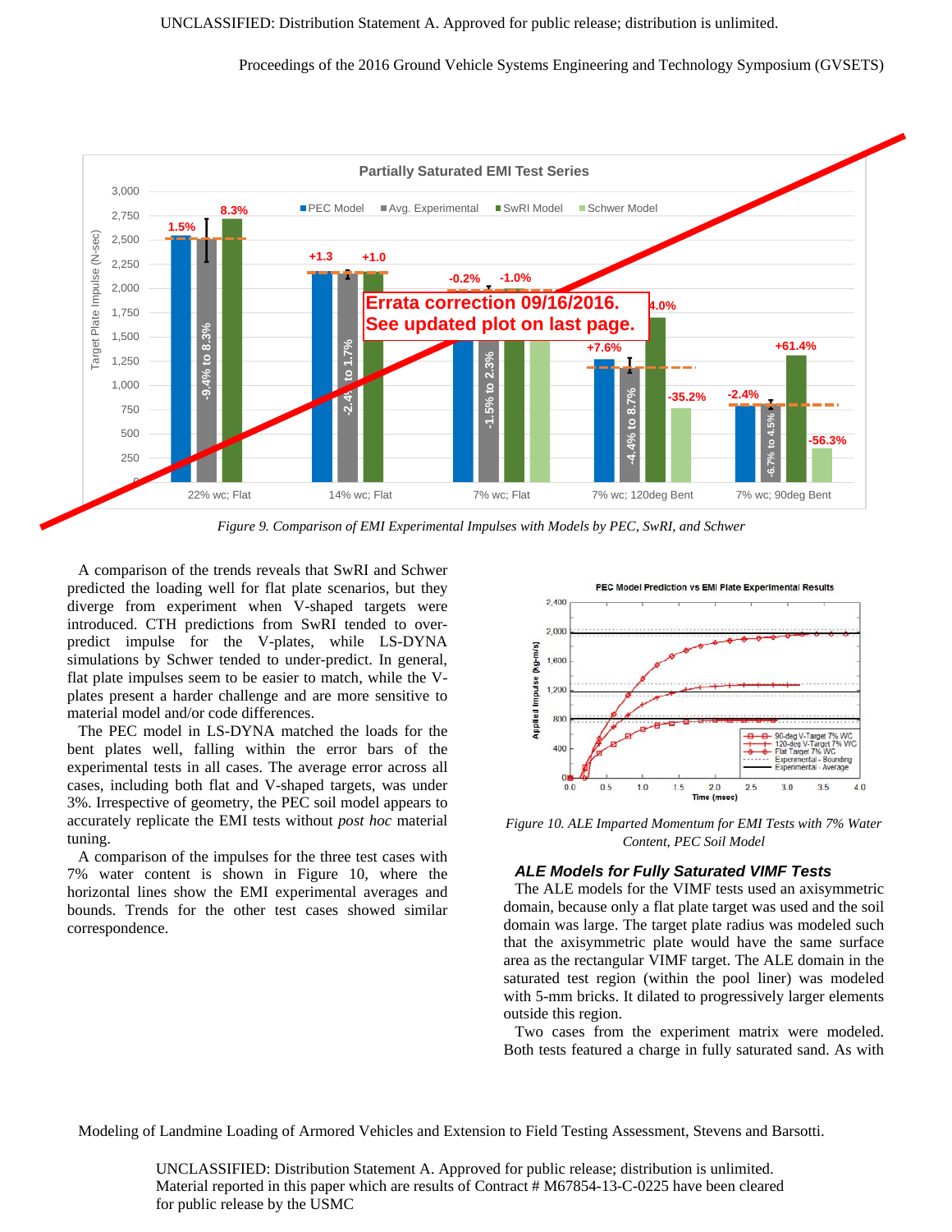Figure 9. Comparison of EMI Experimental Impulses with Models by PEC, SwRI, and Schwer

A comparison of the trends reveals that SwRI and Schwer predicted the loading well for flat plate scenarios, but they diverge from experiment when V-shaped targets were introduced. CTH predictions from SwRI tended to over-predict impulse for the V-plates, while LS-DYNA simulations by Schwer tended to under-predict. In general, flat plate impulses seem to be easier to match, while the V-plates present a harder challenge and are more sensitive to material model and/or code differences.

The PEC model in LS-DYNA matched the loads for the bent plates well, falling within the error bars of the experimental tests in all cases. The average error across all cases, including both flat and V-shaped targets, was under 3%. Irrespective of geometry, the PEC soil model appears to accurately replicate the EMI tests without *post hoc* material tuning.

A comparison of the impulses for the three test cases with 7% water content is shown in Figure 10, where the horizontal lines show the EMI experimental averages and bounds. Trends for the other test cases showed similar correspondence.

Figure 10. ALE Imparted Momentum for EMI Tests with 7% Water Content, PEC Soil Model

### ALE Models for Fully Saturated VIMF Tests

The ALE models for the VIMF tests used an axisymmetric domain, because only a flat plate target was used and the soil domain was large. The target plate radius was modeled such that the axisymmetric plate would have the same surface area as the rectangular VIMF target. The ALE domain in the saturated test region (within the pool liner) was modeled with 5-mm bricks. It dilated to progressively larger elements outside this region.

Two cases from the experiment matrix were modeled. Both tests featured a charge in fully saturated sand. As with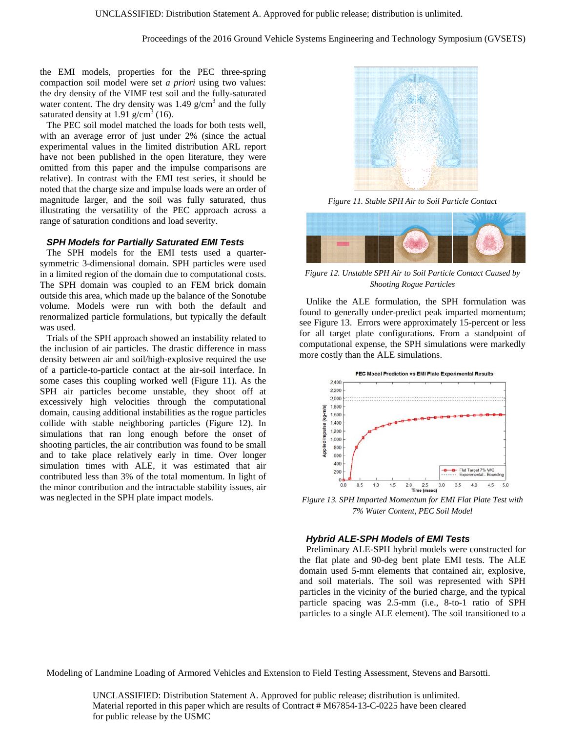the EMI models, properties for the PEC three-spring compaction soil model were set *a priori* using two values: the dry density of the VIMF test soil and the fully-saturated water content. The dry density was 1.49 g/cm$^3$ and the fully saturated density at 1.91 g/cm$^3$ (16).

The PEC soil model matched the loads for both tests well, with an average error of just under 2% (since the actual experimental values in the limited distribution ARL report have not been published in the open literature, they were omitted from this paper and the impulse comparisons are relative). In contrast with the EMI test series, it should be noted that the charge size and impulse loads were an order of magnitude larger, and the soil was fully saturated, thus illustrating the versatility of the PEC approach across a range of saturation conditions and load severity.

### *SPH Models for Partially Saturated EMI Tests*

The SPH models for the EMI tests used a quarter-symmetric 3-dimensional domain. SPH particles were used in a limited region of the domain due to computational costs. The SPH domain was coupled to an FEM brick domain outside this area, which made up the balance of the Sonotube volume. Models were run with both the default and renormalized particle formulations, but typically the default was used.

Trials of the SPH approach showed an instability related to the inclusion of air particles. The drastic difference in mass density between air and soil/high-explosive required the use of a particle-to-particle contact at the air-soil interface. In some cases this coupling worked well (Figure 11). As the SPH air particles become unstable, they shoot off at excessively high velocities through the computational domain, causing additional instabilities as the rogue particles collide with stable neighboring particles (Figure 12). In simulations that ran long enough before the onset of shooting particles, the air contribution was found to be small and to take place relatively early in time. Over longer simulation times with ALE, it was estimated that air contributed less than 3% of the total momentum. In light of the minor contribution and the intractable stability issues, air was neglected in the SPH plate impact models.

*Figure 11. Stable SPH Air to Soil Particle Contact*

*Figure 12. Unstable SPH Air to Soil Particle Contact Caused by Shooting Rogue Particles*

Unlike the ALE formulation, the SPH formulation was found to generally under-predict peak imparted momentum; see Figure 13. Errors were approximately 15-percent or less for all target plate configurations. From a standpoint of computational expense, the SPH simulations were markedly more costly than the ALE simulations.

*Figure 13. SPH Imparted Momentum for EMI Flat Plate Test with 7% Water Content, PEC Soil Model*

### *Hybrid ALE-SPH Models of EMI Tests*

Preliminary ALE-SPH hybrid models were constructed for the flat plate and 90-deg bent plate EMI tests. The ALE domain used 5-mm elements that contained air, explosive, and soil materials. The soil was represented with SPH particles in the vicinity of the buried charge, and the typical particle spacing was 2.5-mm (i.e., 8-to-1 ratio of SPH particles to a single ALE element). The soil transitioned to a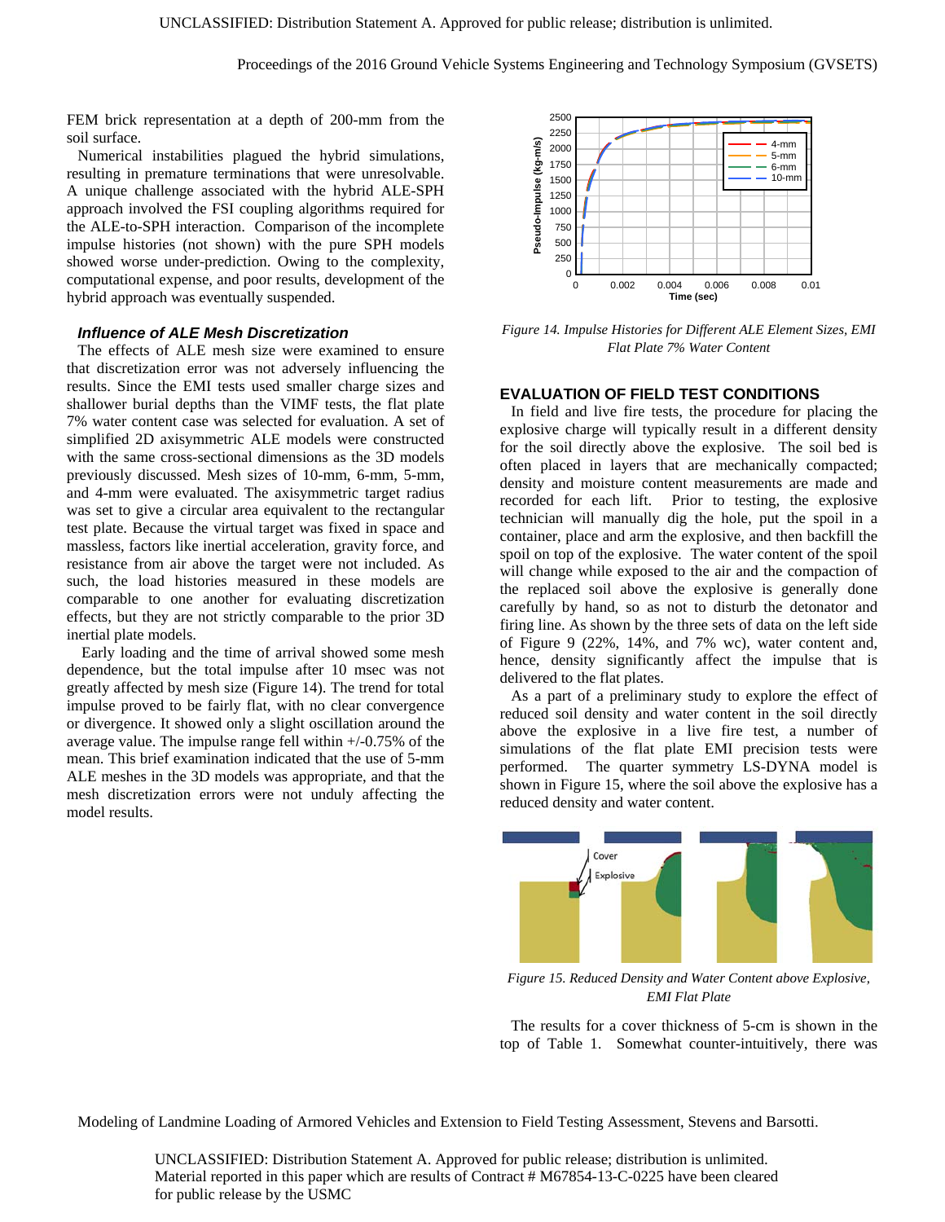FEM brick representation at a depth of 200-mm from the soil surface.

Numerical instabilities plagued the hybrid simulations, resulting in premature terminations that were unresolvable. A unique challenge associated with the hybrid ALE-SPH approach involved the FSI coupling algorithms required for the ALE-to-SPH interaction. Comparison of the incomplete impulse histories (not shown) with the pure SPH models showed worse under-prediction. Owing to the complexity, computational expense, and poor results, development of the hybrid approach was eventually suspended.

### *Influence of ALE Mesh Discretization*

The effects of ALE mesh size were examined to ensure that discretization error was not adversely influencing the results. Since the EMI tests used smaller charge sizes and shallower burial depths than the VIMF tests, the flat plate 7% water content case was selected for evaluation. A set of simplified 2D axisymmetric ALE models were constructed with the same cross-sectional dimensions as the 3D models previously discussed. Mesh sizes of 10-mm, 6-mm, 5-mm, and 4-mm were evaluated. The axisymmetric target radius was set to give a circular area equivalent to the rectangular test plate. Because the virtual target was fixed in space and massless, factors like inertial acceleration, gravity force, and resistance from air above the target were not included. As such, the load histories measured in these models are comparable to one another for evaluating discretization effects, but they are not strictly comparable to the prior 3D inertial plate models.

Early loading and the time of arrival showed some mesh dependence, but the total impulse after 10 msec was not greatly affected by mesh size (Figure 14). The trend for total impulse proved to be fairly flat, with no clear convergence or divergence. It showed only a slight oscillation around the average value. The impulse range fell within +/-0.75% of the mean. This brief examination indicated that the use of 5-mm ALE meshes in the 3D models was appropriate, and that the mesh discretization errors were not unduly affecting the model results.

*Figure 14. Impulse Histories for Different ALE Element Sizes, EMI Flat Plate 7% Water Content*

## EVALUATION OF FIELD TEST CONDITIONS

In field and live fire tests, the procedure for placing the explosive charge will typically result in a different density for the soil directly above the explosive. The soil bed is often placed in layers that are mechanically compacted; density and moisture content measurements are made and recorded for each lift. Prior to testing, the explosive technician will manually dig the hole, put the spoil in a container, place and arm the explosive, and then backfill the spoil on top of the explosive. The water content of the spoil will change while exposed to the air and the compaction of the replaced soil above the explosive is generally done carefully by hand, so as not to disturb the detonator and firing line. As shown by the three sets of data on the left side of Figure 9 (22%, 14%, and 7% wc), water content and, hence, density significantly affect the impulse that is delivered to the flat plates.

As a part of a preliminary study to explore the effect of reduced soil density and water content in the soil directly above the explosive in a live fire test, a number of simulations of the flat plate EMI precision tests were performed. The quarter symmetry LS-DYNA model is shown in Figure 15, where the soil above the explosive has a reduced density and water content.

*Figure 15. Reduced Density and Water Content above Explosive, EMI Flat Plate*

The results for a cover thickness of 5-cm is shown in the top of Table 1. Somewhat counter-intuitively, there was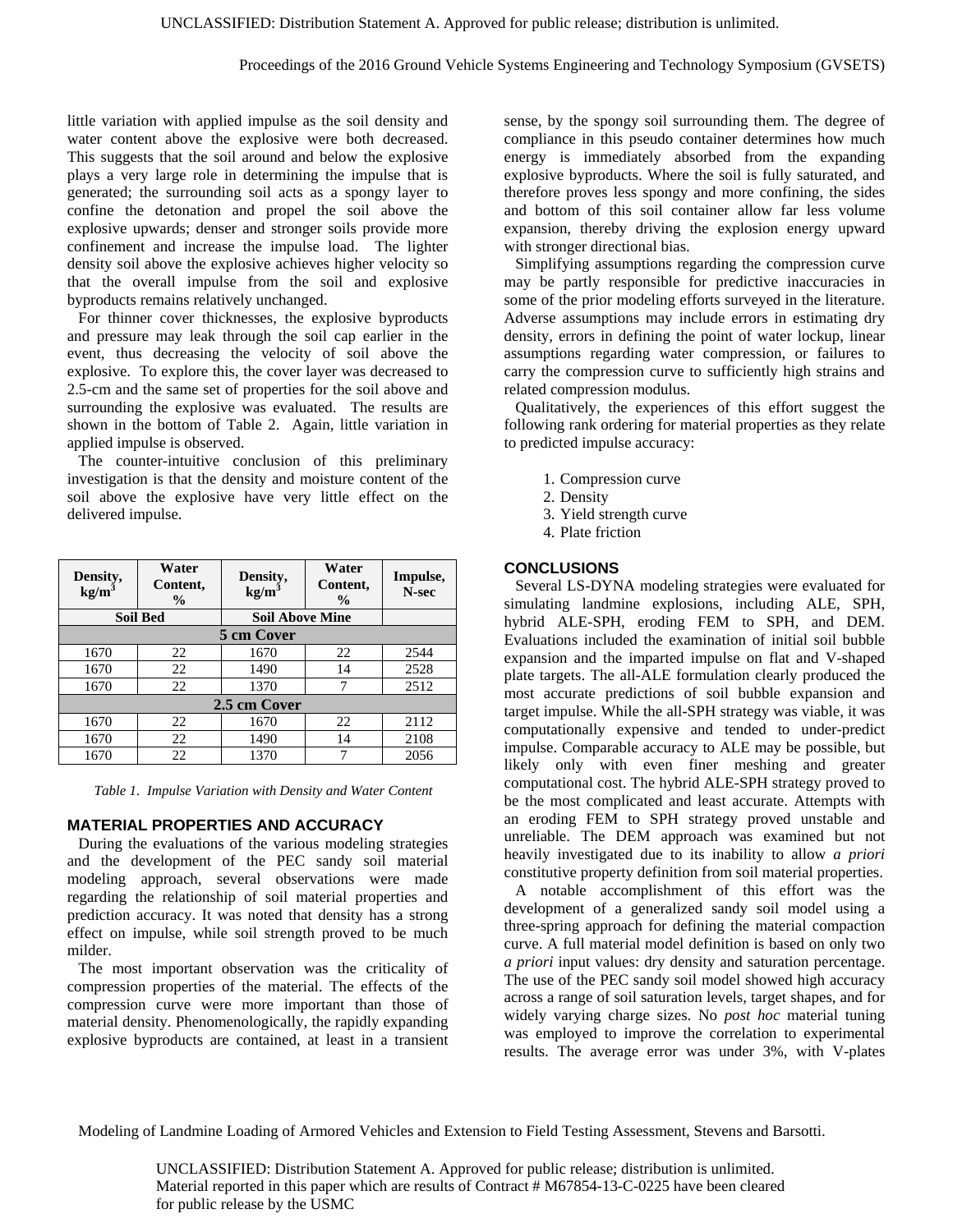little variation with applied impulse as the soil density and water content above the explosive were both decreased. This suggests that the soil around and below the explosive plays a very large role in determining the impulse that is generated; the surrounding soil acts as a spongy layer to confine the detonation and propel the soil above the explosive upwards; denser and stronger soils provide more confinement and increase the impulse load. The lighter density soil above the explosive achieves higher velocity so that the overall impulse from the soil and explosive byproducts remains relatively unchanged.

For thinner cover thicknesses, the explosive byproducts and pressure may leak through the soil cap earlier in the event, thus decreasing the velocity of soil above the explosive. To explore this, the cover layer was decreased to 2.5-cm and the same set of properties for the soil above and surrounding the explosive was evaluated. The results are shown in the bottom of Table 2. Again, little variation in applied impulse is observed.

The counter-intuitive conclusion of this preliminary investigation is that the density and moisture content of the soil above the explosive have very little effect on the delivered impulse.

| Density, kg/m$^3$ | Water Content, % | Density, kg/m$^3$ | Water Content, % | Impulse, N-sec |
|---|---|---|---|---|
| Soil Bed | | Soil Above Mine | | |
| 5 cm Cover | | | | |
| 1670 | 22 | 1670 | 22 | 2544 |
| 1670 | 22 | 1490 | 14 | 2528 |
| 1670 | 22 | 1370 | 7 | 2512 |
| 2.5 cm Cover | | | | |
| 1670 | 22 | 1670 | 22 | 2112 |
| 1670 | 22 | 1490 | 14 | 2108 |
| 1670 | 22 | 1370 | 7 | 2056 |

*Table 1. Impulse Variation with Density and Water Content*

## MATERIAL PROPERTIES AND ACCURACY

During the evaluations of the various modeling strategies and the development of the PEC sandy soil material modeling approach, several observations were made regarding the relationship of soil material properties and prediction accuracy. It was noted that density has a strong effect on impulse, while soil strength proved to be much milder.

The most important observation was the criticality of compression properties of the material. The effects of the compression curve were more important than those of material density. Phenomenologically, the rapidly expanding explosive byproducts are contained, at least in a transient sense, by the spongy soil surrounding them. The degree of compliance in this pseudo container determines how much energy is immediately absorbed from the expanding explosive byproducts. Where the soil is fully saturated, and therefore proves less spongy and more confining, the sides and bottom of this soil container allow far less volume expansion, thereby driving the explosion energy upward with stronger directional bias.

Simplifying assumptions regarding the compression curve may be partly responsible for predictive inaccuracies in some of the prior modeling efforts surveyed in the literature. Adverse assumptions may include errors in estimating dry density, errors in defining the point of water lockup, linear assumptions regarding water compression, or failures to carry the compression curve to sufficiently high strains and related compression modulus.

Qualitatively, the experiences of this effort suggest the following rank ordering for material properties as they relate to predicted impulse accuracy:

1. Compression curve
2. Density
3. Yield strength curve
4. Plate friction

## CONCLUSIONS

Several LS-DYNA modeling strategies were evaluated for simulating landmine explosions, including ALE, SPH, hybrid ALE-SPH, eroding FEM to SPH, and DEM. Evaluations included the examination of initial soil bubble expansion and the imparted impulse on flat and V-shaped plate targets. The all-ALE formulation clearly produced the most accurate predictions of soil bubble expansion and target impulse. While the all-SPH strategy was viable, it was computationally expensive and tended to under-predict impulse. Comparable accuracy to ALE may be possible, but likely only with even finer meshing and greater computational cost. The hybrid ALE-SPH strategy proved to be the most complicated and least accurate. Attempts with an eroding FEM to SPH strategy proved unstable and unreliable. The DEM approach was examined but not heavily investigated due to its inability to allow *a priori* constitutive property definition from soil material properties.

A notable accomplishment of this effort was the development of a generalized sandy soil model using a three-spring approach for defining the material compaction curve. A full material model definition is based on only two *a priori* input values: dry density and saturation percentage. The use of the PEC sandy soil model showed high accuracy across a range of soil saturation levels, target shapes, and for widely varying charge sizes. No *post hoc* material tuning was employed to improve the correlation to experimental results. The average error was under 3%, with V-plates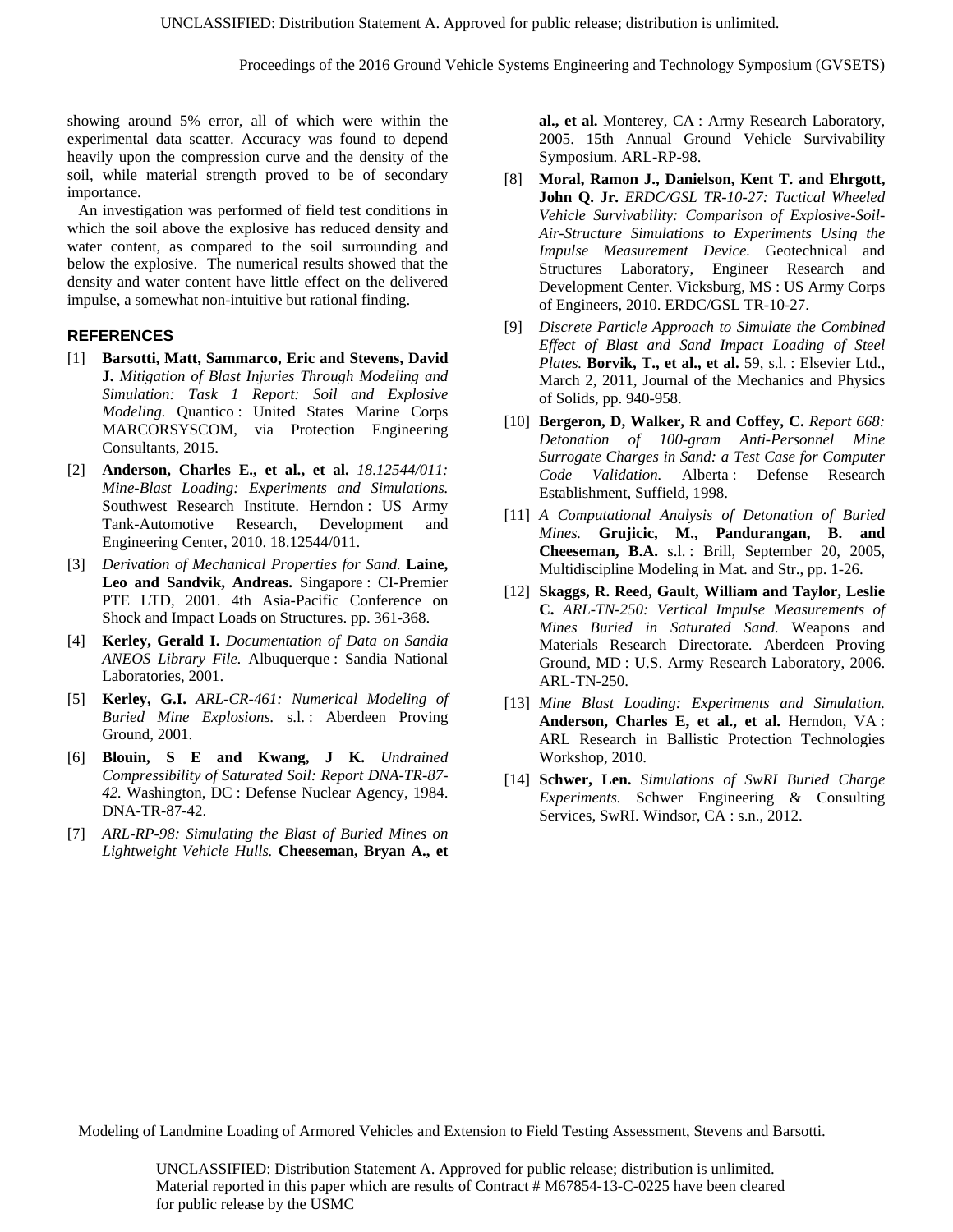showing around 5% error, all of which were within the experimental data scatter. Accuracy was found to depend heavily upon the compression curve and the density of the soil, while material strength proved to be of secondary importance.

An investigation was performed of field test conditions in which the soil above the explosive has reduced density and water content, as compared to the soil surrounding and below the explosive. The numerical results showed that the density and water content have little effect on the delivered impulse, a somewhat non-intuitive but rational finding.

## REFERENCES

[1] **Barsotti, Matt, Sammarco, Eric and Stevens, David J.** *Mitigation of Blast Injuries Through Modeling and Simulation: Task 1 Report: Soil and Explosive Modeling.* Quantico : United States Marine Corps MARCORSYSCOM, via Protection Engineering Consultants, 2015.

[2] **Anderson, Charles E., et al., et al.** *18.12544/011: Mine-Blast Loading: Experiments and Simulations.* Southwest Research Institute. Herndon : US Army Tank-Automotive Research, Development and Engineering Center, 2010. 18.12544/011.

[3] *Derivation of Mechanical Properties for Sand.* **Laine, Leo and Sandvik, Andreas.** Singapore : CI-Premier PTE LTD, 2001. 4th Asia-Pacific Conference on Shock and Impact Loads on Structures. pp. 361-368.

[4] **Kerley, Gerald I.** *Documentation of Data on Sandia ANEOS Library File.* Albuquerque : Sandia National Laboratories, 2001.

[5] **Kerley, G.I.** *ARL-CR-461: Numerical Modeling of Buried Mine Explosions.* s.l. : Aberdeen Proving Ground, 2001.

[6] **Blouin, S E and Kwang, J K.** *Undrained Compressibility of Saturated Soil: Report DNA-TR-87-42.* Washington, DC : Defense Nuclear Agency, 1984. DNA-TR-87-42.

[7] *ARL-RP-98: Simulating the Blast of Buried Mines on Lightweight Vehicle Hulls.* **Cheeseman, Bryan A., et al., et al.** Monterey, CA : Army Research Laboratory, 2005. 15th Annual Ground Vehicle Survivability Symposium. ARL-RP-98.

[8] **Moral, Ramon J., Danielson, Kent T. and Ehrgott, John Q. Jr.** *ERDC/GSL TR-10-27: Tactical Wheeled Vehicle Survivability: Comparison of Explosive-Soil-Air-Structure Simulations to Experiments Using the Impulse Measurement Device.* Geotechnical and Structures Laboratory, Engineer Research and Development Center. Vicksburg, MS : US Army Corps of Engineers, 2010. ERDC/GSL TR-10-27.

[9] *Discrete Particle Approach to Simulate the Combined Effect of Blast and Sand Impact Loading of Steel Plates.* **Borvik, T., et al., et al.** 59, s.l. : Elsevier Ltd., March 2, 2011, Journal of the Mechanics and Physics of Solids, pp. 940-958.

[10] **Bergeron, D, Walker, R and Coffey, C.** *Report 668: Detonation of 100-gram Anti-Personnel Mine Surrogate Charges in Sand: a Test Case for Computer Code Validation.* Alberta : Defense Research Establishment, Suffield, 1998.

[11] *A Computational Analysis of Detonation of Buried Mines.* **Grujicic, M., Pandurangan, B. and Cheeseman, B.A.** s.l. : Brill, September 20, 2005, Multidiscipline Modeling in Mat. and Str., pp. 1-26.

[12] **Skaggs, R. Reed, Gault, William and Taylor, Leslie C.** *ARL-TN-250: Vertical Impulse Measurements of Mines Buried in Saturated Sand.* Weapons and Materials Research Directorate. Aberdeen Proving Ground, MD : U.S. Army Research Laboratory, 2006. ARL-TN-250.

[13] *Mine Blast Loading: Experiments and Simulation.* **Anderson, Charles E, et al., et al.** Herndon, VA : ARL Research in Ballistic Protection Technologies Workshop, 2010.

[14] **Schwer, Len.** *Simulations of SwRI Buried Charge Experiments.* Schwer Engineering & Consulting Services, SwRI. Windsor, CA : s.n., 2012.

Material reported in this paper which are results of Contract # M67854-13-C-0225 have been cleared for public release by the USMC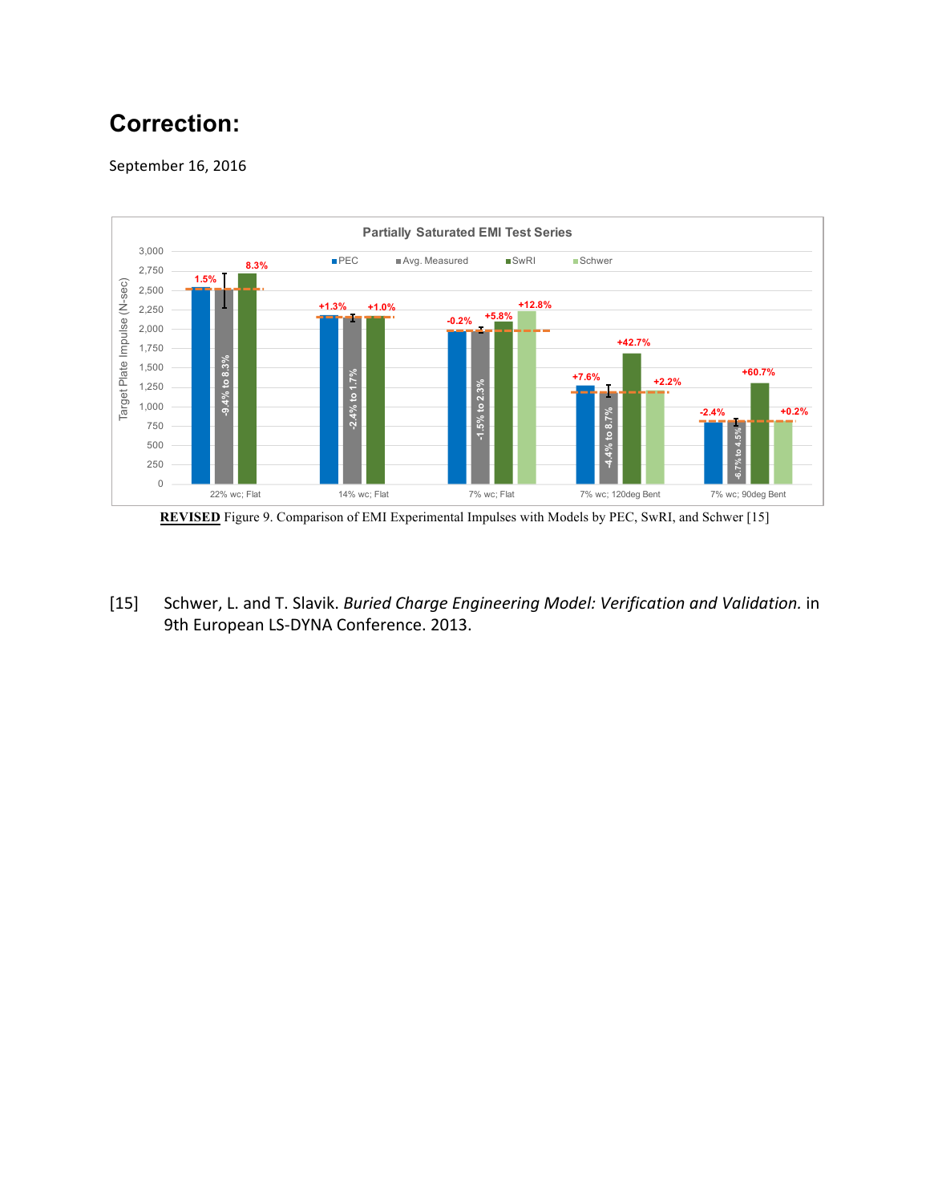# Correction:

September 16, 2016

Partially Saturated EMI Test Series

PEC | Avg. Measured | SwRI | Schwer

Target Plate Impulse (N-sec)

3,000
2,750
2,500
2,250
2,000
1,750
1,500
1,250
1,000
750
500
250
0

22% wc; Flat: 1.5% | -9.4% to 8.3% | 8.3%

14% wc; Flat: +1.3% | -2.4% to 1.7% | +1.0%

7% wc; Flat: -0.2% | -1.5% to 2.3% | +5.8% | +12.8%

7% wc; 120deg Bent: +7.6% | -4.4% to 8.7% | +42.7% | +2.2%

7% wc; 90deg Bent: -2.4% | -6.7% to 4.5% | +60.7% | +0.2%

**REVISED** Figure 9. Comparison of EMI Experimental Impulses with Models by PEC, SwRI, and Schwer [15]

[15] Schwer, L. and T. Slavik. *Buried Charge Engineering Model: Verification and Validation.* in 9th European LS-DYNA Conference. 2013.